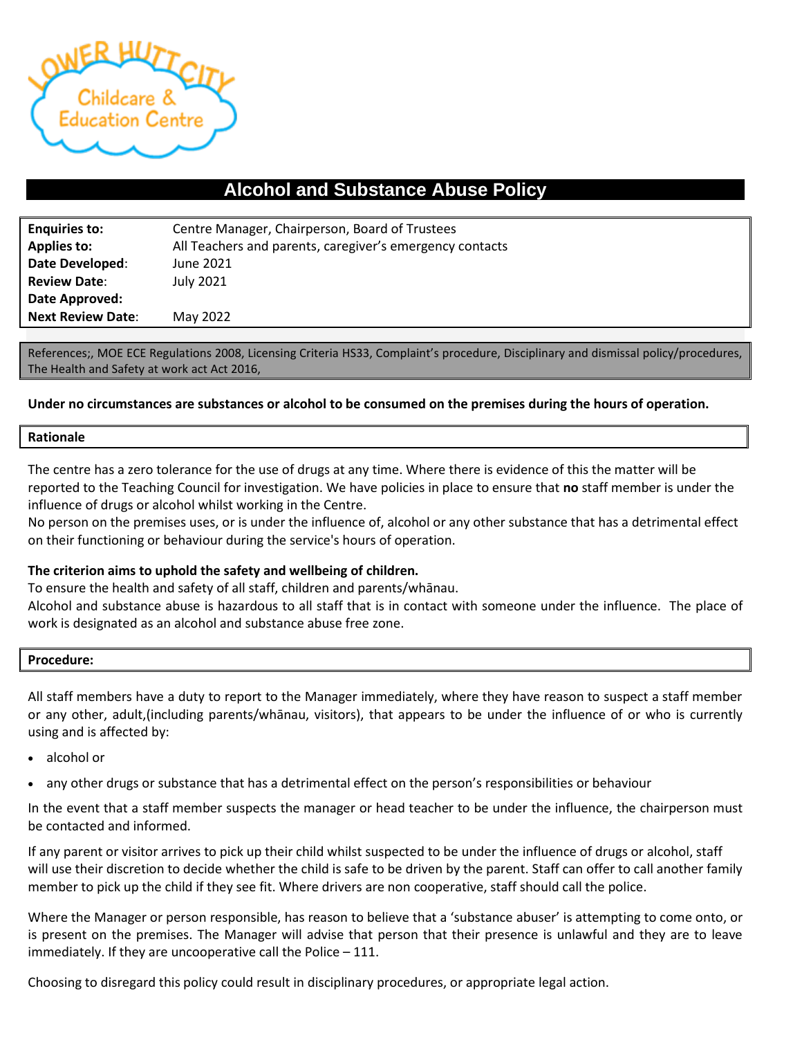# Alcohol and Substance Abuse Policy

| | |
|---|---|
| **Enquiries to:** | Centre Manager, Chairperson, Board of Trustees |
| **Applies to:** | All Teachers and parents, caregiver's emergency contacts |
| **Date Developed**: | June 2021 |
| **Review Date**: | July 2021 |
| **Date Approved:** | |
| **Next Review Date**: | May 2022 |

References;, MOE ECE Regulations 2008, Licensing Criteria HS33, Complaint's procedure, Disciplinary and dismissal policy/procedures, The Health and Safety at work act Act 2016,

**Under no circumstances are substances or alcohol to be consumed on the premises during the hours of operation.**

## Rationale

The centre has a zero tolerance for the use of drugs at any time. Where there is evidence of this the matter will be reported to the Teaching Council for investigation. We have policies in place to ensure that **no** staff member is under the influence of drugs or alcohol whilst working in the Centre.
No person on the premises uses, or is under the influence of, alcohol or any other substance that has a detrimental effect on their functioning or behaviour during the service's hours of operation.

**The criterion aims to uphold the safety and wellbeing of children.**
To ensure the health and safety of all staff, children and parents/whānau.
Alcohol and substance abuse is hazardous to all staff that is in contact with someone under the influence. The place of work is designated as an alcohol and substance abuse free zone.

## Procedure:

All staff members have a duty to report to the Manager immediately, where they have reason to suspect a staff member or any other, adult,(including parents/whānau, visitors), that appears to be under the influence of or who is currently using and is affected by:

- alcohol or
- any other drugs or substance that has a detrimental effect on the person's responsibilities or behaviour

In the event that a staff member suspects the manager or head teacher to be under the influence, the chairperson must be contacted and informed.

If any parent or visitor arrives to pick up their child whilst suspected to be under the influence of drugs or alcohol, staff will use their discretion to decide whether the child is safe to be driven by the parent. Staff can offer to call another family member to pick up the child if they see fit. Where drivers are non cooperative, staff should call the police.

Where the Manager or person responsible, has reason to believe that a 'substance abuser' is attempting to come onto, or is present on the premises. The Manager will advise that person that their presence is unlawful and they are to leave immediately. If they are uncooperative call the Police – 111.

Choosing to disregard this policy could result in disciplinary procedures, or appropriate legal action.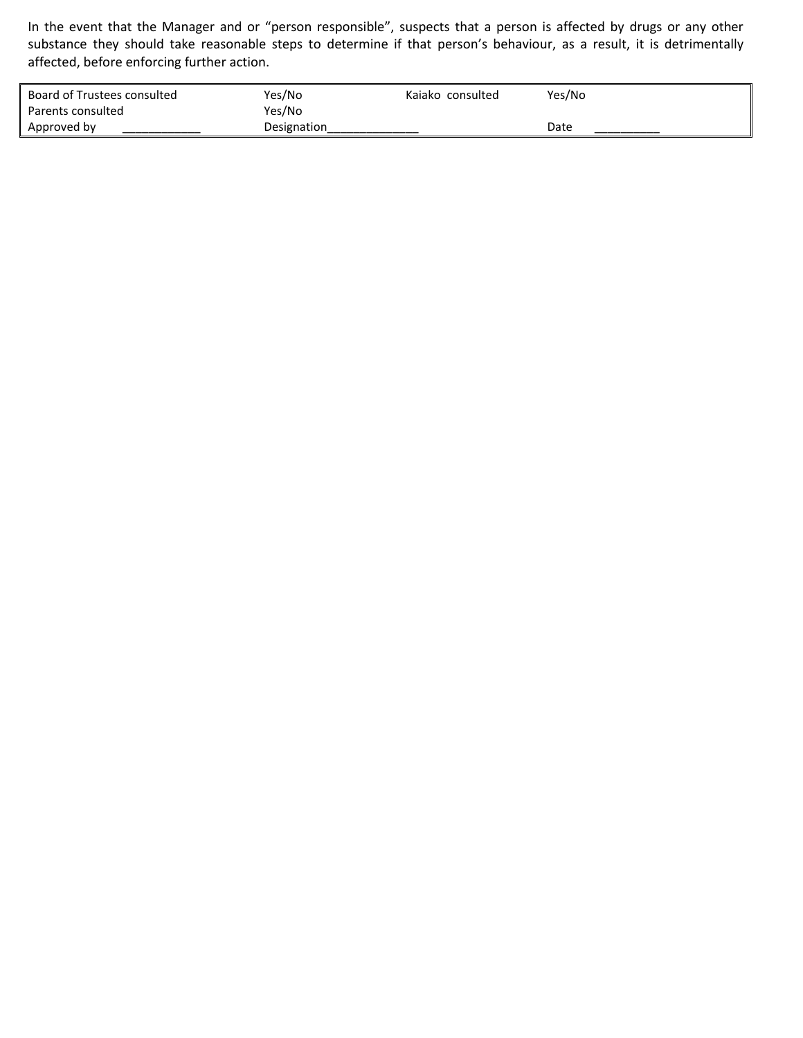In the event that the Manager and or "person responsible", suspects that a person is affected by drugs or any other substance they should take reasonable steps to determine if that person's behaviour, as a result, it is detrimentally affected, before enforcing further action.

| | | | |
|---|---|---|---|
| Board of Trustees consulted | Yes/No | Kaiako consulted | Yes/No |
| Parents consulted | Yes/No | | |
| Approved by ____________ | Designation______________ | | Date __________ |